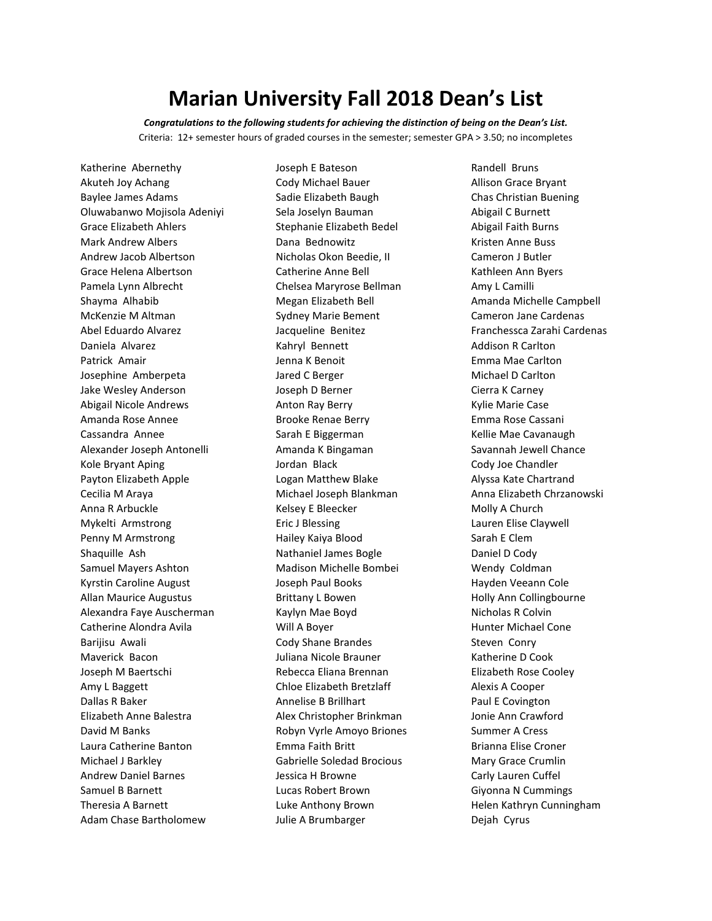# Marian University Fall 2018 Dean's List

***Congratulations to the following students for achieving the distinction of being on the Dean's List.***

Criteria: 12+ semester hours of graded courses in the semester; semester GPA > 3.50; no incompletes

Katherine Abernethy
Akuteh Joy Achang
Baylee James Adams
Oluwabanwo Mojisola Adeniyi
Grace Elizabeth Ahlers
Mark Andrew Albers
Andrew Jacob Albertson
Grace Helena Albertson
Pamela Lynn Albrecht
Shayma Alhabib
McKenzie M Altman
Abel Eduardo Alvarez
Daniela Alvarez
Patrick Amair
Josephine Amberpeta
Jake Wesley Anderson
Abigail Nicole Andrews
Amanda Rose Annee
Cassandra Annee
Alexander Joseph Antonelli
Kole Bryant Aping
Payton Elizabeth Apple
Cecilia M Araya
Anna R Arbuckle
Mykelti Armstrong
Penny M Armstrong
Shaquille Ash
Samuel Mayers Ashton
Kyrstin Caroline August
Allan Maurice Augustus
Alexandra Faye Auscherman
Catherine Alondra Avila
Barijisu Awali
Maverick Bacon
Joseph M Baertschi
Amy L Baggett
Dallas R Baker
Elizabeth Anne Balestra
David M Banks
Laura Catherine Banton
Michael J Barkley
Andrew Daniel Barnes
Samuel B Barnett
Theresia A Barnett
Adam Chase Bartholomew
Joseph E Bateson
Cody Michael Bauer
Sadie Elizabeth Baugh
Sela Joselyn Bauman
Stephanie Elizabeth Bedel
Dana Bednowitz
Nicholas Okon Beedie, II
Catherine Anne Bell
Chelsea Maryrose Bellman
Megan Elizabeth Bell
Sydney Marie Bement
Jacqueline Benitez
Kahryl Bennett
Jenna K Benoit
Jared C Berger
Joseph D Berner
Anton Ray Berry
Brooke Renae Berry
Sarah E Biggerman
Amanda K Bingaman
Jordan Black
Logan Matthew Blake
Michael Joseph Blankman
Kelsey E Bleecker
Eric J Blessing
Hailey Kaiya Blood
Nathaniel James Bogle
Madison Michelle Bombei
Joseph Paul Books
Brittany L Bowen
Kaylyn Mae Boyd
Will A Boyer
Cody Shane Brandes
Juliana Nicole Brauner
Rebecca Eliana Brennan
Chloe Elizabeth Bretzlaff
Annelise B Brillhart
Alex Christopher Brinkman
Robyn Vyrle Amoyo Briones
Emma Faith Britt
Gabrielle Soledad Brocious
Jessica H Browne
Lucas Robert Brown
Luke Anthony Brown
Julie A Brumbarger
Randell Bruns
Allison Grace Bryant
Chas Christian Buening
Abigail C Burnett
Abigail Faith Burns
Kristen Anne Buss
Cameron J Butler
Kathleen Ann Byers
Amy L Camilli
Amanda Michelle Campbell
Cameron Jane Cardenas
Franchessca Zarahi Cardenas
Addison R Carlton
Emma Mae Carlton
Michael D Carlton
Cierra K Carney
Kylie Marie Case
Emma Rose Cassani
Kellie Mae Cavanaugh
Savannah Jewell Chance
Cody Joe Chandler
Alyssa Kate Chartrand
Anna Elizabeth Chrzanowski
Molly A Church
Lauren Elise Claywell
Sarah E Clem
Daniel D Cody
Wendy Coldman
Hayden Veeann Cole
Holly Ann Collingbourne
Nicholas R Colvin
Hunter Michael Cone
Steven Conry
Katherine D Cook
Elizabeth Rose Cooley
Alexis A Cooper
Paul E Covington
Jonie Ann Crawford
Summer A Cress
Brianna Elise Croner
Mary Grace Crumlin
Carly Lauren Cuffel
Giyonna N Cummings
Helen Kathryn Cunningham
Dejah Cyrus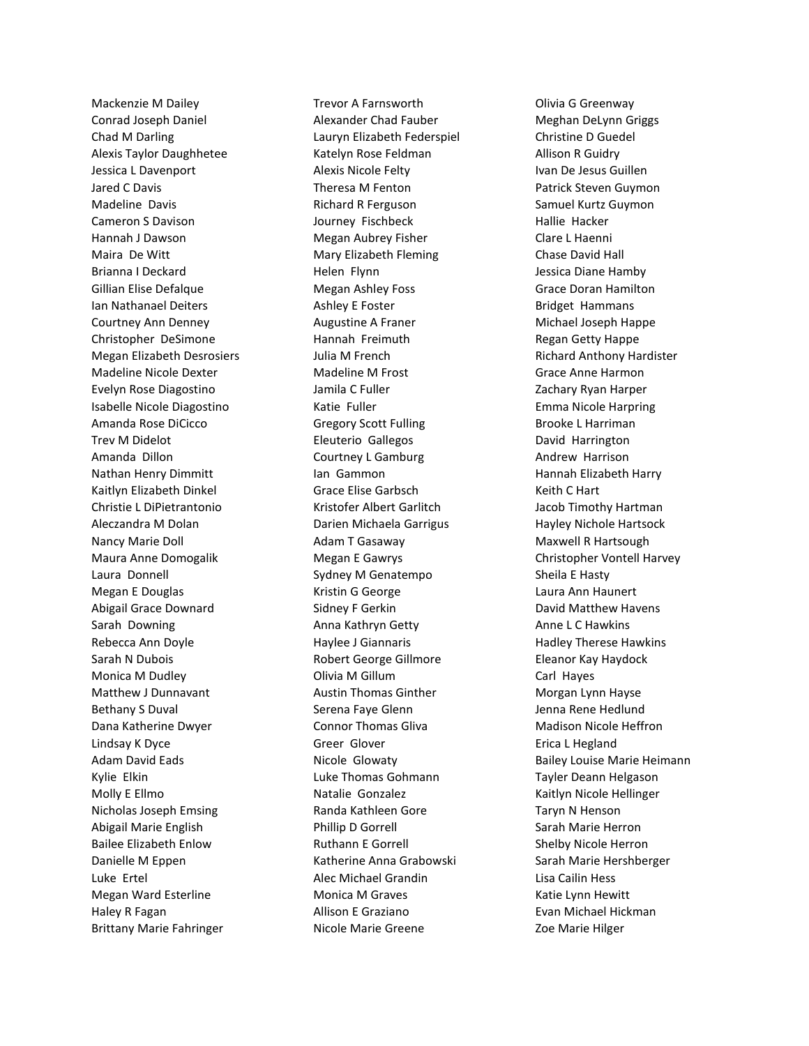Mackenzie M Dailey
Conrad Joseph Daniel
Chad M Darling
Alexis Taylor Daughhetee
Jessica L Davenport
Jared C Davis
Madeline  Davis
Cameron S Davison
Hannah J Dawson
Maira  De Witt
Brianna I Deckard
Gillian Elise Defalque
Ian Nathanael Deiters
Courtney Ann Denney
Christopher  DeSimone
Megan Elizabeth Desrosiers
Madeline Nicole Dexter
Evelyn Rose Diagostino
Isabelle Nicole Diagostino
Amanda Rose DiCicco
Trev M Didelot
Amanda  Dillon
Nathan Henry Dimmitt
Kaitlyn Elizabeth Dinkel
Christie L DiPietrantonio
Aleczandra M Dolan
Nancy Marie Doll
Maura Anne Domogalik
Laura  Donnell
Megan E Douglas
Abigail Grace Downard
Sarah  Downing
Rebecca Ann Doyle
Sarah N Dubois
Monica M Dudley
Matthew J Dunnavant
Bethany S Duval
Dana Katherine Dwyer
Lindsay K Dyce
Adam David Eads
Kylie  Elkin
Molly E Ellmo
Nicholas Joseph Emsing
Abigail Marie English
Bailee Elizabeth Enlow
Danielle M Eppen
Luke  Ertel
Megan Ward Esterline
Haley R Fagan
Brittany Marie Fahringer
Trevor A Farnsworth
Alexander Chad Fauber
Lauryn Elizabeth Federspiel
Katelyn Rose Feldman
Alexis Nicole Felty
Theresa M Fenton
Richard R Ferguson
Journey  Fischbeck
Megan Aubrey Fisher
Mary Elizabeth Fleming
Helen  Flynn
Megan Ashley Foss
Ashley E Foster
Augustine A Franer
Hannah  Freimuth
Julia M French
Madeline M Frost
Jamila C Fuller
Katie  Fuller
Gregory Scott Fulling
Eleuterio  Gallegos
Courtney L Gamburg
Ian  Gammon
Grace Elise Garbsch
Kristofer Albert Garlitch
Darien Michaela Garrigus
Adam T Gasaway
Megan E Gawrys
Sydney M Genatempo
Kristin G George
Sidney F Gerkin
Anna Kathryn Getty
Haylee J Giannaris
Robert George Gillmore
Olivia M Gillum
Austin Thomas Ginther
Serena Faye Glenn
Connor Thomas Gliva
Greer  Glover
Nicole  Glowaty
Luke Thomas Gohmann
Natalie  Gonzalez
Randa Kathleen Gore
Phillip D Gorrell
Ruthann E Gorrell
Katherine Anna Grabowski
Alec Michael Grandin
Monica M Graves
Allison E Graziano
Nicole Marie Greene
Olivia G Greenway
Meghan DeLynn Griggs
Christine D Guedel
Allison R Guidry
Ivan De Jesus Guillen
Patrick Steven Guymon
Samuel Kurtz Guymon
Hallie  Hacker
Clare L Haenni
Chase David Hall
Jessica Diane Hamby
Grace Doran Hamilton
Bridget  Hammans
Michael Joseph Happe
Regan Getty Happe
Richard Anthony Hardister
Grace Anne Harmon
Zachary Ryan Harper
Emma Nicole Harpring
Brooke L Harriman
David  Harrington
Andrew  Harrison
Hannah Elizabeth Harry
Keith C Hart
Jacob Timothy Hartman
Hayley Nichole Hartsock
Maxwell R Hartsough
Christopher Vontell Harvey
Sheila E Hasty
Laura Ann Haunert
David Matthew Havens
Anne L C Hawkins
Hadley Therese Hawkins
Eleanor Kay Haydock
Carl  Hayes
Morgan Lynn Hayse
Jenna Rene Hedlund
Madison Nicole Heffron
Erica L Hegland
Bailey Louise Marie Heimann
Tayler Deann Helgason
Kaitlyn Nicole Hellinger
Taryn N Henson
Sarah Marie Herron
Shelby Nicole Herron
Sarah Marie Hershberger
Lisa Cailin Hess
Katie Lynn Hewitt
Evan Michael Hickman
Zoe Marie Hilger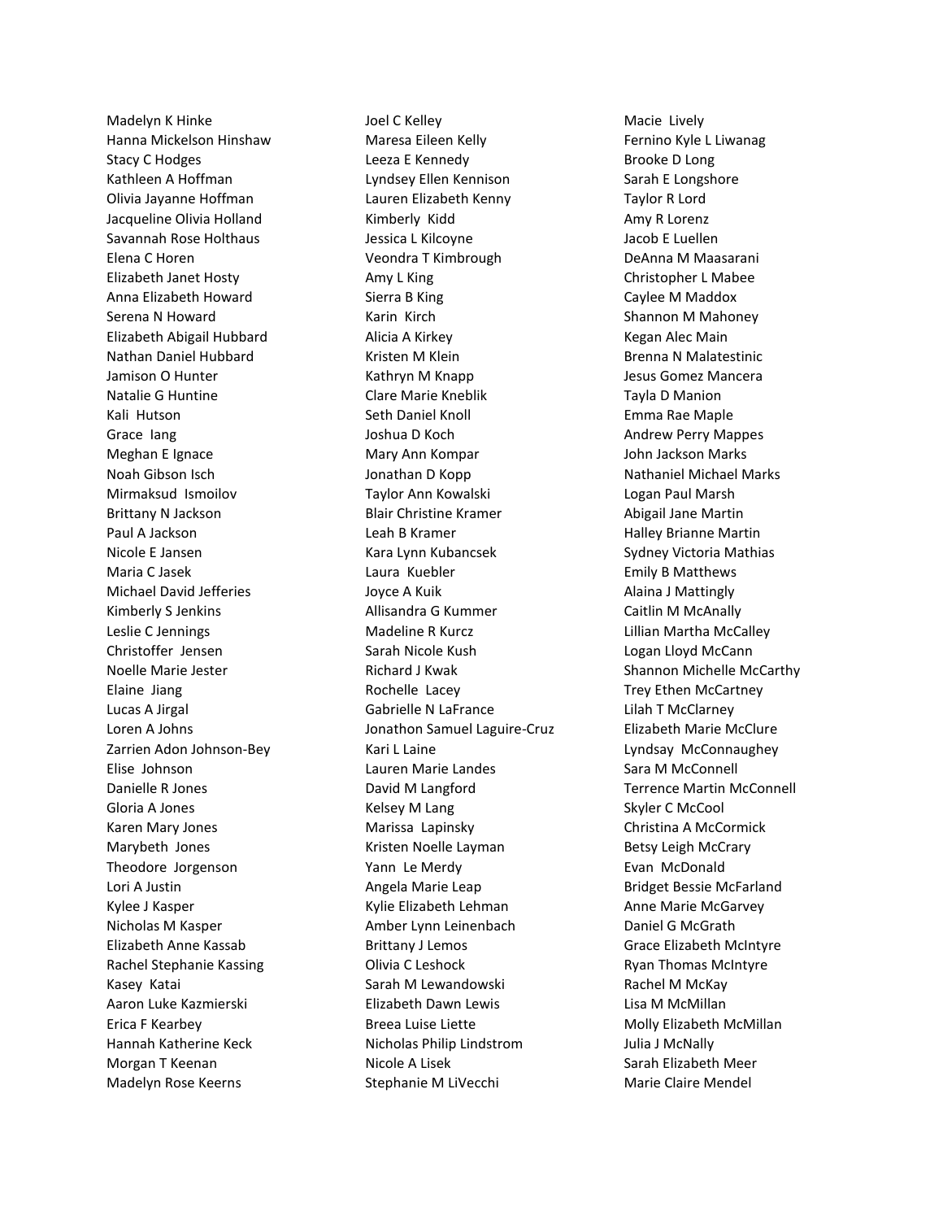Madelyn K Hinke
Hanna Mickelson Hinshaw
Stacy C Hodges
Kathleen A Hoffman
Olivia Jayanne Hoffman
Jacqueline Olivia Holland
Savannah Rose Holthaus
Elena C Horen
Elizabeth Janet Hosty
Anna Elizabeth Howard
Serena N Howard
Elizabeth Abigail Hubbard
Nathan Daniel Hubbard
Jamison O Hunter
Natalie G Huntine
Kali Hutson
Grace Iang
Meghan E Ignace
Noah Gibson Isch
Mirmaksud Ismoilov
Brittany N Jackson
Paul A Jackson
Nicole E Jansen
Maria C Jasek
Michael David Jefferies
Kimberly S Jenkins
Leslie C Jennings
Christoffer Jensen
Noelle Marie Jester
Elaine Jiang
Lucas A Jirgal
Loren A Johns
Zarrien Adon Johnson-Bey
Elise Johnson
Danielle R Jones
Gloria A Jones
Karen Mary Jones
Marybeth Jones
Theodore Jorgenson
Lori A Justin
Kylee J Kasper
Nicholas M Kasper
Elizabeth Anne Kassab
Rachel Stephanie Kassing
Kasey Katai
Aaron Luke Kazmierski
Erica F Kearbey
Hannah Katherine Keck
Morgan T Keenan
Madelyn Rose Keerns
Joel C Kelley
Maresa Eileen Kelly
Leeza E Kennedy
Lyndsey Ellen Kennison
Lauren Elizabeth Kenny
Kimberly Kidd
Jessica L Kilcoyne
Veondra T Kimbrough
Amy L King
Sierra B King
Karin Kirch
Alicia A Kirkey
Kristen M Klein
Kathryn M Knapp
Clare Marie Kneblik
Seth Daniel Knoll
Joshua D Koch
Mary Ann Kompar
Jonathan D Kopp
Taylor Ann Kowalski
Blair Christine Kramer
Leah B Kramer
Kara Lynn Kubancsek
Laura Kuebler
Joyce A Kuik
Allisandra G Kummer
Madeline R Kurcz
Sarah Nicole Kush
Richard J Kwak
Rochelle Lacey
Gabrielle N LaFrance
Jonathon Samuel Laguire-Cruz
Kari L Laine
Lauren Marie Landes
David M Langford
Kelsey M Lang
Marissa Lapinsky
Kristen Noelle Layman
Yann Le Merdy
Angela Marie Leap
Kylie Elizabeth Lehman
Amber Lynn Leinenbach
Brittany J Lemos
Olivia C Leshock
Sarah M Lewandowski
Elizabeth Dawn Lewis
Breea Luise Liette
Nicholas Philip Lindstrom
Nicole A Lisek
Stephanie M LiVecchi
Macie Lively
Fernino Kyle L Liwanag
Brooke D Long
Sarah E Longshore
Taylor R Lord
Amy R Lorenz
Jacob E Luellen
DeAnna M Maasarani
Christopher L Mabee
Caylee M Maddox
Shannon M Mahoney
Kegan Alec Main
Brenna N Malatestinic
Jesus Gomez Mancera
Tayla D Manion
Emma Rae Maple
Andrew Perry Mappes
John Jackson Marks
Nathaniel Michael Marks
Logan Paul Marsh
Abigail Jane Martin
Halley Brianne Martin
Sydney Victoria Mathias
Emily B Matthews
Alaina J Mattingly
Caitlin M McAnally
Lillian Martha McCalley
Logan Lloyd McCann
Shannon Michelle McCarthy
Trey Ethen McCartney
Lilah T McClarney
Elizabeth Marie McClure
Lyndsay McConnaughey
Sara M McConnell
Terrence Martin McConnell
Skyler C McCool
Christina A McCormick
Betsy Leigh McCrary
Evan McDonald
Bridget Bessie McFarland
Anne Marie McGarvey
Daniel G McGrath
Grace Elizabeth McIntyre
Ryan Thomas McIntyre
Rachel M McKay
Lisa M McMillan
Molly Elizabeth McMillan
Julia J McNally
Sarah Elizabeth Meer
Marie Claire Mendel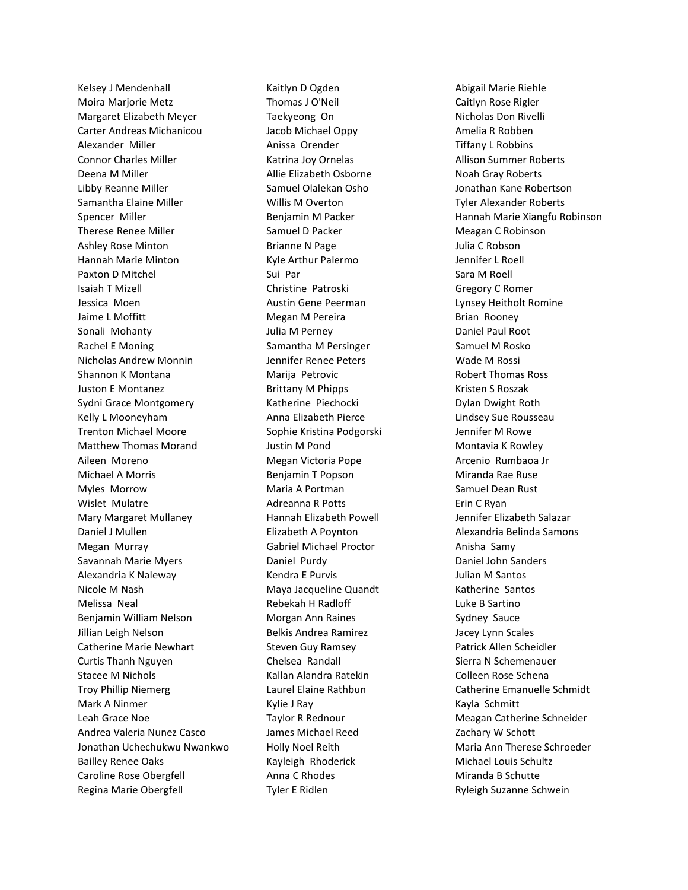Kelsey J Mendenhall
Moira Marjorie Metz
Margaret Elizabeth Meyer
Carter Andreas Michanicou
Alexander Miller
Connor Charles Miller
Deena M Miller
Libby Reanne Miller
Samantha Elaine Miller
Spencer Miller
Therese Renee Miller
Ashley Rose Minton
Hannah Marie Minton
Paxton D Mitchel
Isaiah T Mizell
Jessica Moen
Jaime L Moffitt
Sonali Mohanty
Rachel E Moning
Nicholas Andrew Monnin
Shannon K Montana
Juston E Montanez
Sydni Grace Montgomery
Kelly L Mooneyham
Trenton Michael Moore
Matthew Thomas Morand
Aileen Moreno
Michael A Morris
Myles Morrow
Wislet Mulatre
Mary Margaret Mullaney
Daniel J Mullen
Megan Murray
Savannah Marie Myers
Alexandria K Naleway
Nicole M Nash
Melissa Neal
Benjamin William Nelson
Jillian Leigh Nelson
Catherine Marie Newhart
Curtis Thanh Nguyen
Stacee M Nichols
Troy Phillip Niemerg
Mark A Ninmer
Leah Grace Noe
Andrea Valeria Nunez Casco
Jonathan Uchechukwu Nwankwo
Bailley Renee Oaks
Caroline Rose Obergfell
Regina Marie Obergfell
Kaitlyn D Ogden
Thomas J O'Neil
Taekyeong On
Jacob Michael Oppy
Anissa Orender
Katrina Joy Ornelas
Allie Elizabeth Osborne
Samuel Olalekan Osho
Willis M Overton
Benjamin M Packer
Samuel D Packer
Brianne N Page
Kyle Arthur Palermo
Sui Par
Christine Patroski
Austin Gene Peerman
Megan M Pereira
Julia M Perney
Samantha M Persinger
Jennifer Renee Peters
Marija Petrovic
Brittany M Phipps
Katherine Piechocki
Anna Elizabeth Pierce
Sophie Kristina Podgorski
Justin M Pond
Megan Victoria Pope
Benjamin T Popson
Maria A Portman
Adreanna R Potts
Hannah Elizabeth Powell
Elizabeth A Poynton
Gabriel Michael Proctor
Daniel Purdy
Kendra E Purvis
Maya Jacqueline Quandt
Rebekah H Radloff
Morgan Ann Raines
Belkis Andrea Ramirez
Steven Guy Ramsey
Chelsea Randall
Kallan Alandra Ratekin
Laurel Elaine Rathbun
Kylie J Ray
Taylor R Rednour
James Michael Reed
Holly Noel Reith
Kayleigh Rhoderick
Anna C Rhodes
Tyler E Ridlen
Abigail Marie Riehle
Caitlyn Rose Rigler
Nicholas Don Rivelli
Amelia R Robben
Tiffany L Robbins
Allison Summer Roberts
Noah Gray Roberts
Jonathan Kane Robertson
Tyler Alexander Roberts
Hannah Marie Xiangfu Robinson
Meagan C Robinson
Julia C Robson
Jennifer L Roell
Sara M Roell
Gregory C Romer
Lynsey Heitholt Romine
Brian Rooney
Daniel Paul Root
Samuel M Rosko
Wade M Rossi
Robert Thomas Ross
Kristen S Roszak
Dylan Dwight Roth
Lindsey Sue Rousseau
Jennifer M Rowe
Montavia K Rowley
Arcenio Rumbaoa Jr
Miranda Rae Ruse
Samuel Dean Rust
Erin C Ryan
Jennifer Elizabeth Salazar
Alexandria Belinda Samons
Anisha Samy
Daniel John Sanders
Julian M Santos
Katherine Santos
Luke B Sartino
Sydney Sauce
Jacey Lynn Scales
Patrick Allen Scheidler
Sierra N Schemenauer
Colleen Rose Schena
Catherine Emanuelle Schmidt
Kayla Schmitt
Meagan Catherine Schneider
Zachary W Schott
Maria Ann Therese Schroeder
Michael Louis Schultz
Miranda B Schutte
Ryleigh Suzanne Schwein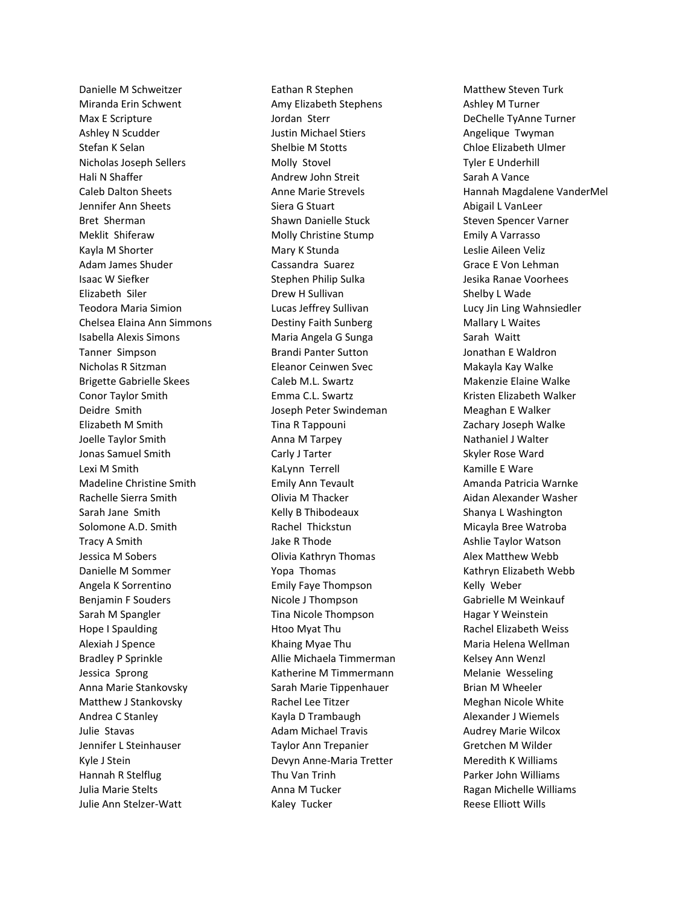Danielle M Schweitzer
Miranda Erin Schwent
Max E Scripture
Ashley N Scudder
Stefan K Selan
Nicholas Joseph Sellers
Hali N Shaffer
Caleb Dalton Sheets
Jennifer Ann Sheets
Bret Sherman
Meklit Shiferaw
Kayla M Shorter
Adam James Shuder
Isaac W Siefker
Elizabeth Siler
Teodora Maria Simion
Chelsea Elaina Ann Simmons
Isabella Alexis Simons
Tanner Simpson
Nicholas R Sitzman
Brigette Gabrielle Skees
Conor Taylor Smith
Deidre Smith
Elizabeth M Smith
Joelle Taylor Smith
Jonas Samuel Smith
Lexi M Smith
Madeline Christine Smith
Rachelle Sierra Smith
Sarah Jane Smith
Solomone A.D. Smith
Tracy A Smith
Jessica M Sobers
Danielle M Sommer
Angela K Sorrentino
Benjamin F Souders
Sarah M Spangler
Hope I Spaulding
Alexiah J Spence
Bradley P Sprinkle
Jessica Sprong
Anna Marie Stankovsky
Matthew J Stankovsky
Andrea C Stanley
Julie Stavas
Jennifer L Steinhauser
Kyle J Stein
Hannah R Stelflug
Julia Marie Stelts
Julie Ann Stelzer-Watt
Eathan R Stephen
Amy Elizabeth Stephens
Jordan Sterr
Justin Michael Stiers
Shelbie M Stotts
Molly Stovel
Andrew John Streit
Anne Marie Strevels
Siera G Stuart
Shawn Danielle Stuck
Molly Christine Stump
Mary K Stunda
Cassandra Suarez
Stephen Philip Sulka
Drew H Sullivan
Lucas Jeffrey Sullivan
Destiny Faith Sunberg
Maria Angela G Sunga
Brandi Panter Sutton
Eleanor Ceinwen Svec
Caleb M.L. Swartz
Emma C.L. Swartz
Joseph Peter Swindeman
Tina R Tappouni
Anna M Tarpey
Carly J Tarter
KaLynn Terrell
Emily Ann Tevault
Olivia M Thacker
Kelly B Thibodeaux
Rachel Thickstun
Jake R Thode
Olivia Kathryn Thomas
Yopa Thomas
Emily Faye Thompson
Nicole J Thompson
Tina Nicole Thompson
Htoo Myat Thu
Khaing Myae Thu
Allie Michaela Timmerman
Katherine M Timmermann
Sarah Marie Tippenhauer
Rachel Lee Titzer
Kayla D Trambaugh
Adam Michael Travis
Taylor Ann Trepanier
Devyn Anne-Maria Tretter
Thu Van Trinh
Anna M Tucker
Kaley Tucker
Matthew Steven Turk
Ashley M Turner
DeChelle TyAnne Turner
Angelique Twyman
Chloe Elizabeth Ulmer
Tyler E Underhill
Sarah A Vance
Hannah Magdalene VanderMel
Abigail L VanLeer
Steven Spencer Varner
Emily A Varrasso
Leslie Aileen Veliz
Grace E Von Lehman
Jesika Ranae Voorhees
Shelby L Wade
Lucy Jin Ling Wahnsiedler
Mallary L Waites
Sarah Waitt
Jonathan E Waldron
Makayla Kay Walke
Makenzie Elaine Walke
Kristen Elizabeth Walker
Meaghan E Walker
Zachary Joseph Walke
Nathaniel J Walter
Skyler Rose Ward
Kamille E Ware
Amanda Patricia Warnke
Aidan Alexander Washer
Shanya L Washington
Micayla Bree Watroba
Ashlie Taylor Watson
Alex Matthew Webb
Kathryn Elizabeth Webb
Kelly Weber
Gabrielle M Weinkauf
Hagar Y Weinstein
Rachel Elizabeth Weiss
Maria Helena Wellman
Kelsey Ann Wenzl
Melanie Wesseling
Brian M Wheeler
Meghan Nicole White
Alexander J Wiemels
Audrey Marie Wilcox
Gretchen M Wilder
Meredith K Williams
Parker John Williams
Ragan Michelle Williams
Reese Elliott Wills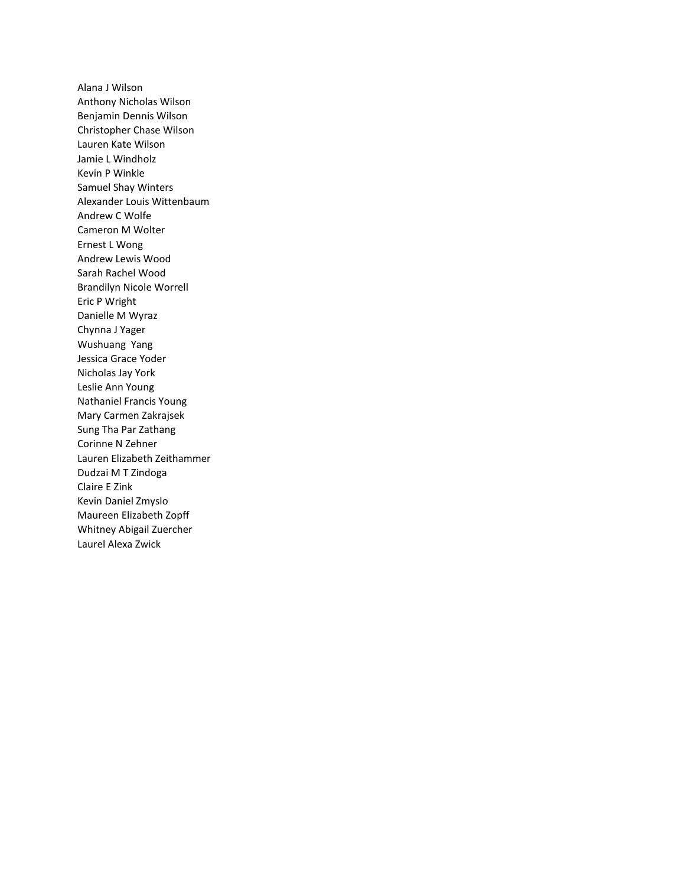Alana J Wilson
Anthony Nicholas Wilson
Benjamin Dennis Wilson
Christopher Chase Wilson
Lauren Kate Wilson
Jamie L Windholz
Kevin P Winkle
Samuel Shay Winters
Alexander Louis Wittenbaum
Andrew C Wolfe
Cameron M Wolter
Ernest L Wong
Andrew Lewis Wood
Sarah Rachel Wood
Brandilyn Nicole Worrell
Eric P Wright
Danielle M Wyraz
Chynna J Yager
Wushuang Yang
Jessica Grace Yoder
Nicholas Jay York
Leslie Ann Young
Nathaniel Francis Young
Mary Carmen Zakrajsek
Sung Tha Par Zathang
Corinne N Zehner
Lauren Elizabeth Zeithammer
Dudzai M T Zindoga
Claire E Zink
Kevin Daniel Zmyslo
Maureen Elizabeth Zopff
Whitney Abigail Zuercher
Laurel Alexa Zwick